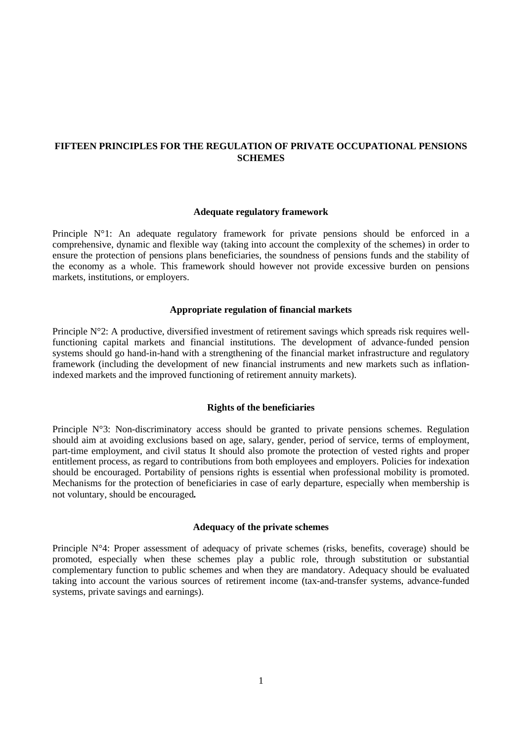# FIFTEEN PRINCIPLES FOR THE REGULATION OF PRIVATE OCCUPATIONAL PENSIONS SCHEMES

## Adequate regulatory framework

Principle N°1: An adequate regulatory framework for private pensions should be enforced in a comprehensive, dynamic and flexible way (taking into account the complexity of the schemes) in order to ensure the protection of pensions plans beneficiaries, the soundness of pensions funds and the stability of the economy as a whole. This framework should however not provide excessive burden on pensions markets, institutions, or employers.

## Appropriate regulation of financial markets

Principle N°2: A productive, diversified investment of retirement savings which spreads risk requires well-functioning capital markets and financial institutions. The development of advance-funded pension systems should go hand-in-hand with a strengthening of the financial market infrastructure and regulatory framework (including the development of new financial instruments and new markets such as inflation-indexed markets and the improved functioning of retirement annuity markets).

## Rights of the beneficiaries

Principle N°3: Non-discriminatory access should be granted to private pensions schemes. Regulation should aim at avoiding exclusions based on age, salary, gender, period of service, terms of employment, part-time employment, and civil status It should also promote the protection of vested rights and proper entitlement process, as regard to contributions from both employees and employers. Policies for indexation should be encouraged. Portability of pensions rights is essential when professional mobility is promoted. Mechanisms for the protection of beneficiaries in case of early departure, especially when membership is not voluntary, should be encouraged**.**

## Adequacy of the private schemes

Principle N°4: Proper assessment of adequacy of private schemes (risks, benefits, coverage) should be promoted, especially when these schemes play a public role, through substitution or substantial complementary function to public schemes and when they are mandatory. Adequacy should be evaluated taking into account the various sources of retirement income (tax-and-transfer systems, advance-funded systems, private savings and earnings).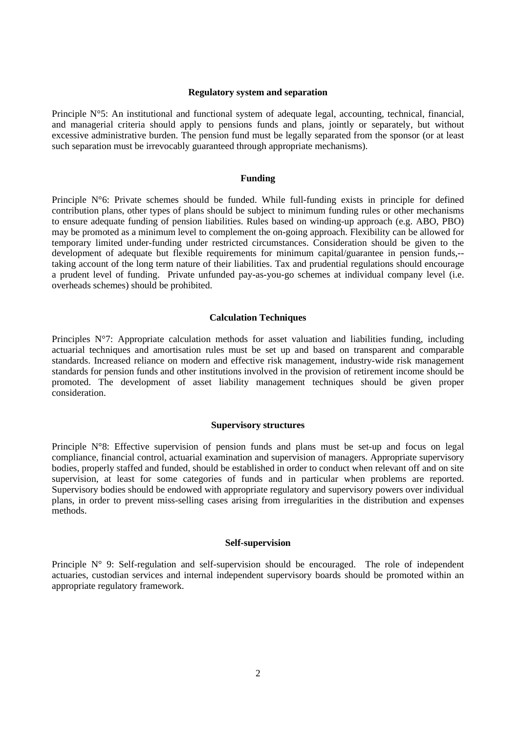### Regulatory system and separation

Principle N°5: An institutional and functional system of adequate legal, accounting, technical, financial, and managerial criteria should apply to pensions funds and plans, jointly or separately, but without excessive administrative burden. The pension fund must be legally separated from the sponsor (or at least such separation must be irrevocably guaranteed through appropriate mechanisms).

### Funding

Principle N°6: Private schemes should be funded. While full-funding exists in principle for defined contribution plans, other types of plans should be subject to minimum funding rules or other mechanisms to ensure adequate funding of pension liabilities. Rules based on winding-up approach (e.g. ABO, PBO) may be promoted as a minimum level to complement the on-going approach. Flexibility can be allowed for temporary limited under-funding under restricted circumstances. Consideration should be given to the development of adequate but flexible requirements for minimum capital/guarantee in pension funds,--taking account of the long term nature of their liabilities. Tax and prudential regulations should encourage a prudent level of funding. Private unfunded pay-as-you-go schemes at individual company level (i.e. overheads schemes) should be prohibited.

### Calculation Techniques

Principles N°7: Appropriate calculation methods for asset valuation and liabilities funding, including actuarial techniques and amortisation rules must be set up and based on transparent and comparable standards. Increased reliance on modern and effective risk management, industry-wide risk management standards for pension funds and other institutions involved in the provision of retirement income should be promoted. The development of asset liability management techniques should be given proper consideration.

### Supervisory structures

Principle N°8: Effective supervision of pension funds and plans must be set-up and focus on legal compliance, financial control, actuarial examination and supervision of managers. Appropriate supervisory bodies, properly staffed and funded, should be established in order to conduct when relevant off and on site supervision, at least for some categories of funds and in particular when problems are reported. Supervisory bodies should be endowed with appropriate regulatory and supervisory powers over individual plans, in order to prevent miss-selling cases arising from irregularities in the distribution and expenses methods.

### Self-supervision

Principle N° 9: Self-regulation and self-supervision should be encouraged. The role of independent actuaries, custodian services and internal independent supervisory boards should be promoted within an appropriate regulatory framework.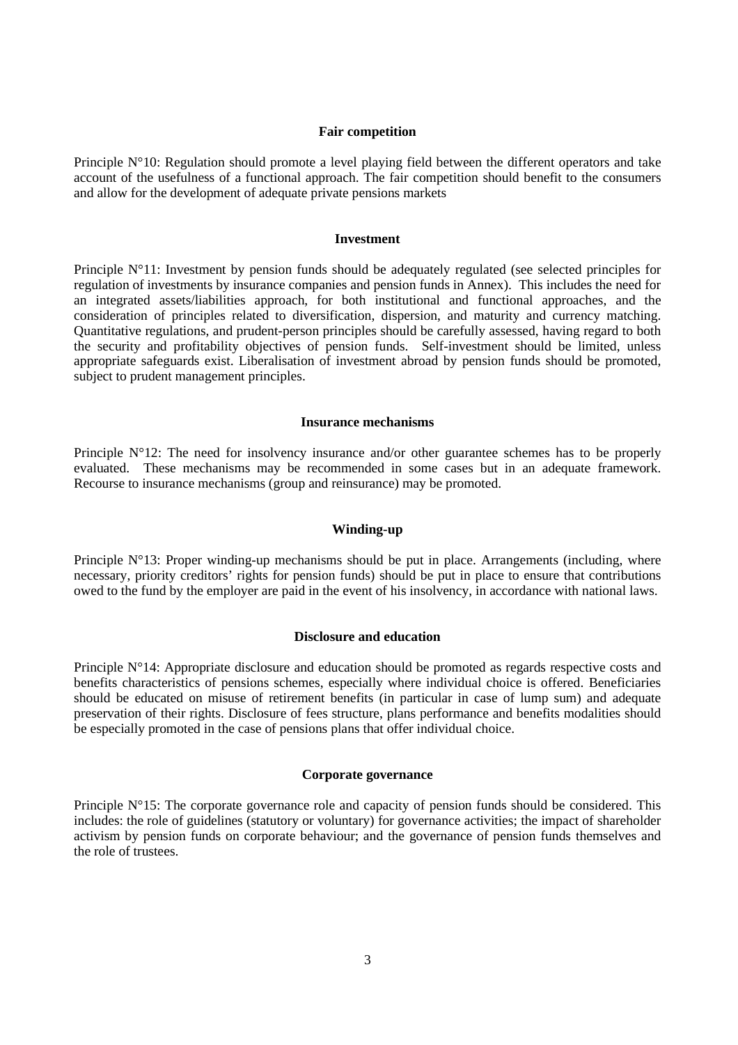#### Fair competition

Principle N°10: Regulation should promote a level playing field between the different operators and take account of the usefulness of a functional approach. The fair competition should benefit to the consumers and allow for the development of adequate private pensions markets

#### Investment

Principle N°11: Investment by pension funds should be adequately regulated (see selected principles for regulation of investments by insurance companies and pension funds in Annex). This includes the need for an integrated assets/liabilities approach, for both institutional and functional approaches, and the consideration of principles related to diversification, dispersion, and maturity and currency matching. Quantitative regulations, and prudent-person principles should be carefully assessed, having regard to both the security and profitability objectives of pension funds. Self-investment should be limited, unless appropriate safeguards exist. Liberalisation of investment abroad by pension funds should be promoted, subject to prudent management principles.

#### Insurance mechanisms

Principle N°12: The need for insolvency insurance and/or other guarantee schemes has to be properly evaluated. These mechanisms may be recommended in some cases but in an adequate framework. Recourse to insurance mechanisms (group and reinsurance) may be promoted.

#### Winding-up

Principle N°13: Proper winding-up mechanisms should be put in place. Arrangements (including, where necessary, priority creditors' rights for pension funds) should be put in place to ensure that contributions owed to the fund by the employer are paid in the event of his insolvency, in accordance with national laws.

#### Disclosure and education

Principle N°14: Appropriate disclosure and education should be promoted as regards respective costs and benefits characteristics of pensions schemes, especially where individual choice is offered. Beneficiaries should be educated on misuse of retirement benefits (in particular in case of lump sum) and adequate preservation of their rights. Disclosure of fees structure, plans performance and benefits modalities should be especially promoted in the case of pensions plans that offer individual choice.

#### Corporate governance

Principle N°15: The corporate governance role and capacity of pension funds should be considered. This includes: the role of guidelines (statutory or voluntary) for governance activities; the impact of shareholder activism by pension funds on corporate behaviour; and the governance of pension funds themselves and the role of trustees.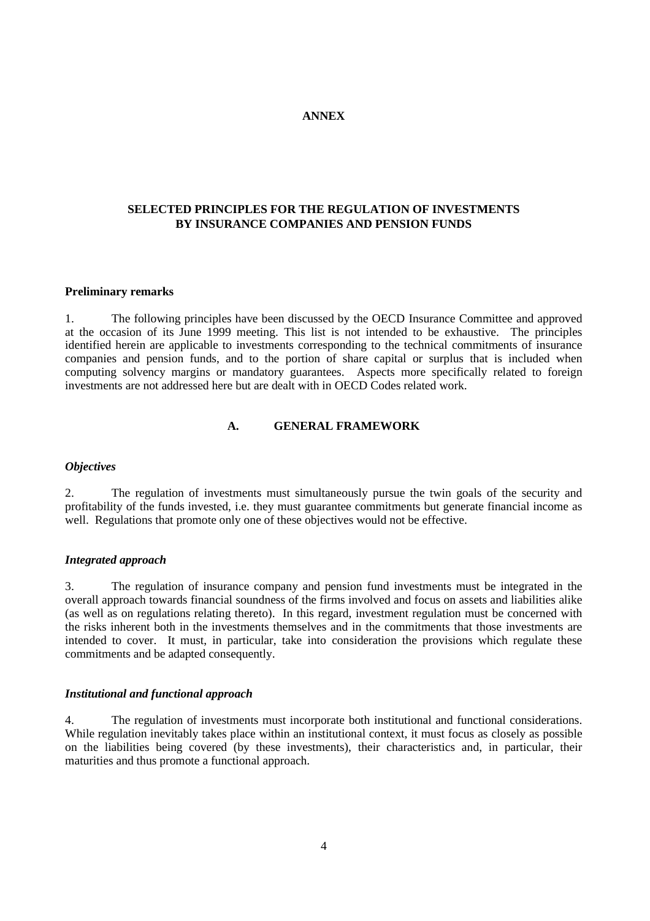**ANNEX**

## SELECTED PRINCIPLES FOR THE REGULATION OF INVESTMENTS BY INSURANCE COMPANIES AND PENSION FUNDS

**Preliminary remarks**

1. The following principles have been discussed by the OECD Insurance Committee and approved at the occasion of its June 1999 meeting. This list is not intended to be exhaustive. The principles identified herein are applicable to investments corresponding to the technical commitments of insurance companies and pension funds, and to the portion of share capital or surplus that is included when computing solvency margins or mandatory guarantees. Aspects more specifically related to foreign investments are not addressed here but are dealt with in OECD Codes related work.

### A. GENERAL FRAMEWORK

***Objectives***

2. The regulation of investments must simultaneously pursue the twin goals of the security and profitability of the funds invested, i.e. they must guarantee commitments but generate financial income as well. Regulations that promote only one of these objectives would not be effective.

***Integrated approach***

3. The regulation of insurance company and pension fund investments must be integrated in the overall approach towards financial soundness of the firms involved and focus on assets and liabilities alike (as well as on regulations relating thereto). In this regard, investment regulation must be concerned with the risks inherent both in the investments themselves and in the commitments that those investments are intended to cover. It must, in particular, take into consideration the provisions which regulate these commitments and be adapted consequently.

***Institutional and functional approach***

4. The regulation of investments must incorporate both institutional and functional considerations. While regulation inevitably takes place within an institutional context, it must focus as closely as possible on the liabilities being covered (by these investments), their characteristics and, in particular, their maturities and thus promote a functional approach.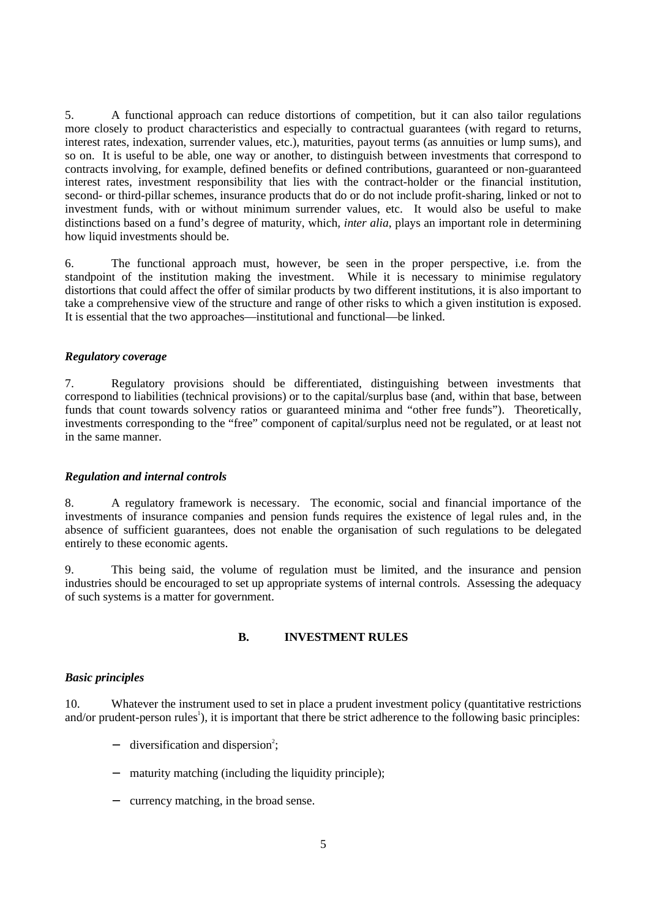5. A functional approach can reduce distortions of competition, but it can also tailor regulations more closely to product characteristics and especially to contractual guarantees (with regard to returns, interest rates, indexation, surrender values, etc.), maturities, payout terms (as annuities or lump sums), and so on. It is useful to be able, one way or another, to distinguish between investments that correspond to contracts involving, for example, defined benefits or defined contributions, guaranteed or non-guaranteed interest rates, investment responsibility that lies with the contract-holder or the financial institution, second- or third-pillar schemes, insurance products that do or do not include profit-sharing, linked or not to investment funds, with or without minimum surrender values, etc. It would also be useful to make distinctions based on a fund's degree of maturity, which, *inter alia*, plays an important role in determining how liquid investments should be.

6. The functional approach must, however, be seen in the proper perspective, i.e. from the standpoint of the institution making the investment. While it is necessary to minimise regulatory distortions that could affect the offer of similar products by two different institutions, it is also important to take a comprehensive view of the structure and range of other risks to which a given institution is exposed. It is essential that the two approaches—institutional and functional—be linked.

***Regulatory coverage***

7. Regulatory provisions should be differentiated, distinguishing between investments that correspond to liabilities (technical provisions) or to the capital/surplus base (and, within that base, between funds that count towards solvency ratios or guaranteed minima and "other free funds"). Theoretically, investments corresponding to the "free" component of capital/surplus need not be regulated, or at least not in the same manner.

***Regulation and internal controls***

8. A regulatory framework is necessary. The economic, social and financial importance of the investments of insurance companies and pension funds requires the existence of legal rules and, in the absence of sufficient guarantees, does not enable the organisation of such regulations to be delegated entirely to these economic agents.

9. This being said, the volume of regulation must be limited, and the insurance and pension industries should be encouraged to set up appropriate systems of internal controls. Assessing the adequacy of such systems is a matter for government.

## B. INVESTMENT RULES

***Basic principles***

10. Whatever the instrument used to set in place a prudent investment policy (quantitative restrictions and/or prudent-person rules[1]), it is important that there be strict adherence to the following basic principles:

- diversification and dispersion[2];
- maturity matching (including the liquidity principle);
- currency matching, in the broad sense.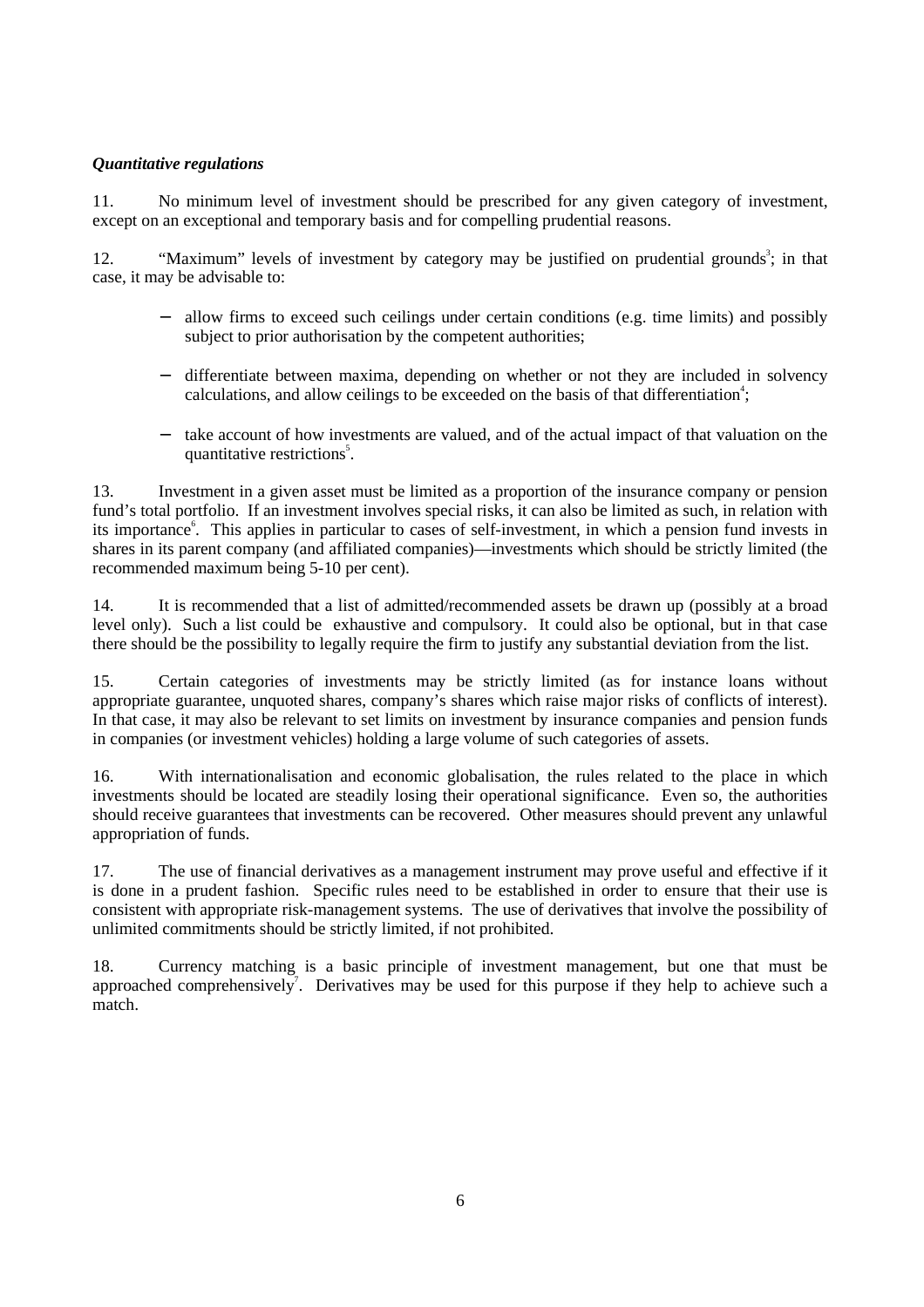***Quantitative regulations***

11. No minimum level of investment should be prescribed for any given category of investment, except on an exceptional and temporary basis and for compelling prudential reasons.

12. "Maximum" levels of investment by category may be justified on prudential grounds[3]; in that case, it may be advisable to:

- allow firms to exceed such ceilings under certain conditions (e.g. time limits) and possibly subject to prior authorisation by the competent authorities;
- differentiate between maxima, depending on whether or not they are included in solvency calculations, and allow ceilings to be exceeded on the basis of that differentiation[4];
- take account of how investments are valued, and of the actual impact of that valuation on the quantitative restrictions[5].

13. Investment in a given asset must be limited as a proportion of the insurance company or pension fund's total portfolio. If an investment involves special risks, it can also be limited as such, in relation with its importance[6]. This applies in particular to cases of self-investment, in which a pension fund invests in shares in its parent company (and affiliated companies)—investments which should be strictly limited (the recommended maximum being 5-10 per cent).

14. It is recommended that a list of admitted/recommended assets be drawn up (possibly at a broad level only). Such a list could be exhaustive and compulsory. It could also be optional, but in that case there should be the possibility to legally require the firm to justify any substantial deviation from the list.

15. Certain categories of investments may be strictly limited (as for instance loans without appropriate guarantee, unquoted shares, company's shares which raise major risks of conflicts of interest). In that case, it may also be relevant to set limits on investment by insurance companies and pension funds in companies (or investment vehicles) holding a large volume of such categories of assets.

16. With internationalisation and economic globalisation, the rules related to the place in which investments should be located are steadily losing their operational significance. Even so, the authorities should receive guarantees that investments can be recovered. Other measures should prevent any unlawful appropriation of funds.

17. The use of financial derivatives as a management instrument may prove useful and effective if it is done in a prudent fashion. Specific rules need to be established in order to ensure that their use is consistent with appropriate risk-management systems. The use of derivatives that involve the possibility of unlimited commitments should be strictly limited, if not prohibited.

18. Currency matching is a basic principle of investment management, but one that must be approached comprehensively[7]. Derivatives may be used for this purpose if they help to achieve such a match.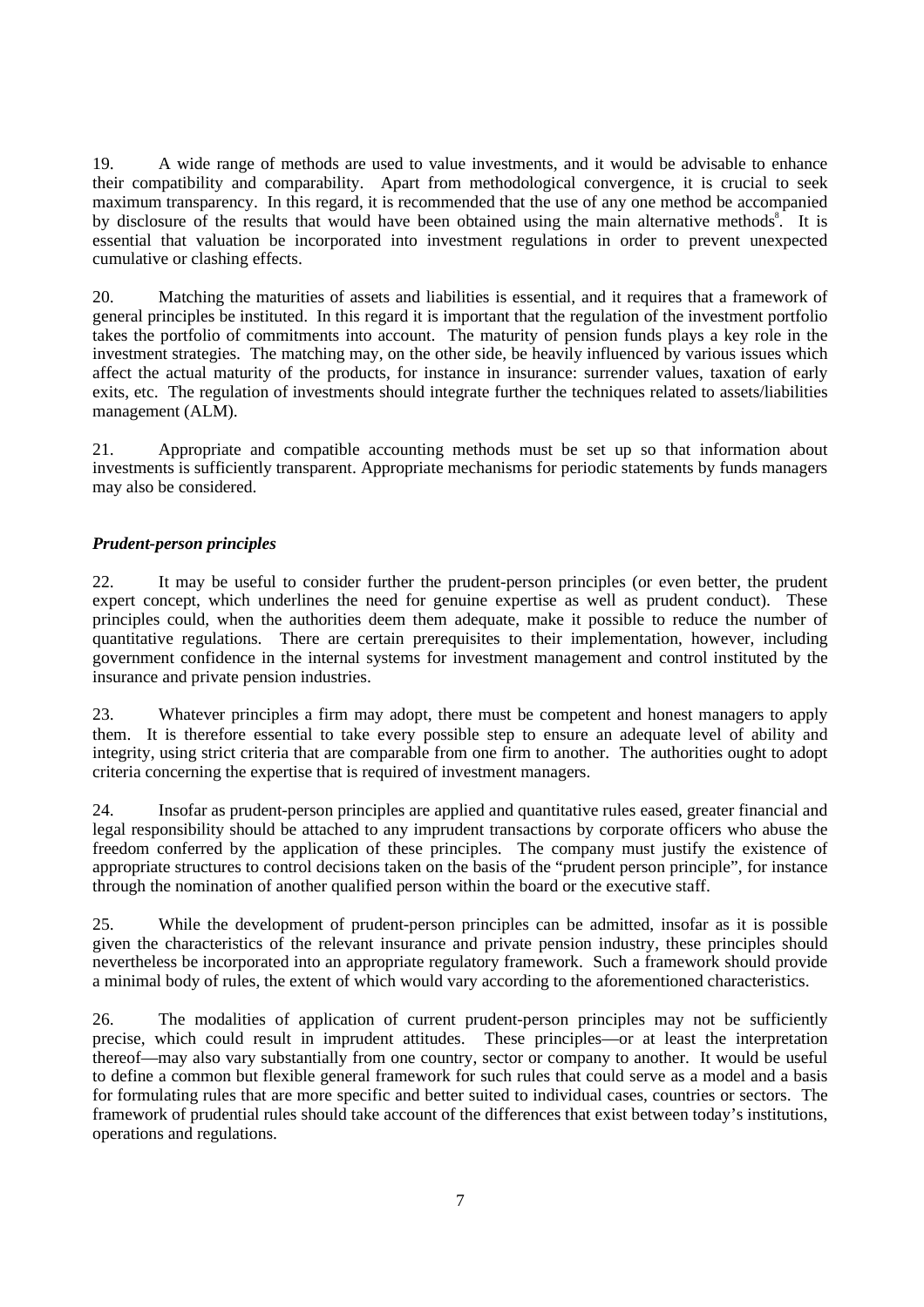19. A wide range of methods are used to value investments, and it would be advisable to enhance their compatibility and comparability. Apart from methodological convergence, it is crucial to seek maximum transparency. In this regard, it is recommended that the use of any one method be accompanied by disclosure of the results that would have been obtained using the main alternative methods[8]. It is essential that valuation be incorporated into investment regulations in order to prevent unexpected cumulative or clashing effects.

20. Matching the maturities of assets and liabilities is essential, and it requires that a framework of general principles be instituted. In this regard it is important that the regulation of the investment portfolio takes the portfolio of commitments into account. The maturity of pension funds plays a key role in the investment strategies. The matching may, on the other side, be heavily influenced by various issues which affect the actual maturity of the products, for instance in insurance: surrender values, taxation of early exits, etc. The regulation of investments should integrate further the techniques related to assets/liabilities management (ALM).

21. Appropriate and compatible accounting methods must be set up so that information about investments is sufficiently transparent. Appropriate mechanisms for periodic statements by funds managers may also be considered.

### *Prudent-person principles*

22. It may be useful to consider further the prudent-person principles (or even better, the prudent expert concept, which underlines the need for genuine expertise as well as prudent conduct). These principles could, when the authorities deem them adequate, make it possible to reduce the number of quantitative regulations. There are certain prerequisites to their implementation, however, including government confidence in the internal systems for investment management and control instituted by the insurance and private pension industries.

23. Whatever principles a firm may adopt, there must be competent and honest managers to apply them. It is therefore essential to take every possible step to ensure an adequate level of ability and integrity, using strict criteria that are comparable from one firm to another. The authorities ought to adopt criteria concerning the expertise that is required of investment managers.

24. Insofar as prudent-person principles are applied and quantitative rules eased, greater financial and legal responsibility should be attached to any imprudent transactions by corporate officers who abuse the freedom conferred by the application of these principles. The company must justify the existence of appropriate structures to control decisions taken on the basis of the "prudent person principle", for instance through the nomination of another qualified person within the board or the executive staff.

25. While the development of prudent-person principles can be admitted, insofar as it is possible given the characteristics of the relevant insurance and private pension industry, these principles should nevertheless be incorporated into an appropriate regulatory framework. Such a framework should provide a minimal body of rules, the extent of which would vary according to the aforementioned characteristics.

26. The modalities of application of current prudent-person principles may not be sufficiently precise, which could result in imprudent attitudes. These principles—or at least the interpretation thereof—may also vary substantially from one country, sector or company to another. It would be useful to define a common but flexible general framework for such rules that could serve as a model and a basis for formulating rules that are more specific and better suited to individual cases, countries or sectors. The framework of prudential rules should take account of the differences that exist between today's institutions, operations and regulations.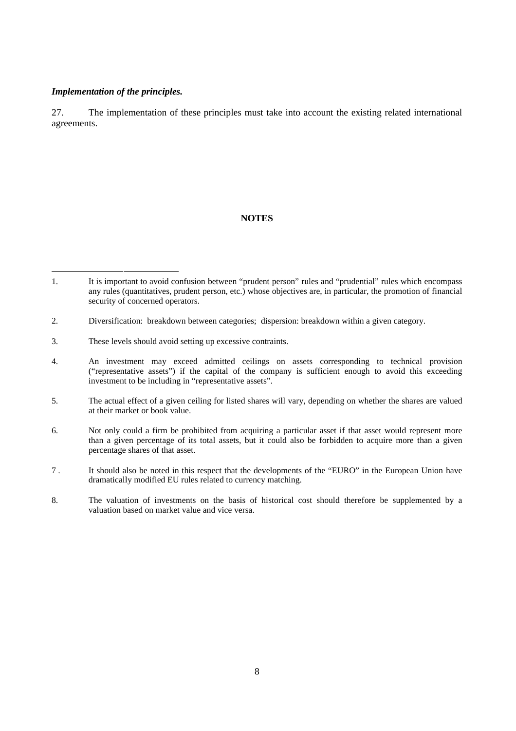***Implementation of the principles.***

27. The implementation of these principles must take into account the existing related international agreements.

**NOTES**

1. It is important to avoid confusion between "prudent person" rules and "prudential" rules which encompass any rules (quantitatives, prudent person, etc.) whose objectives are, in particular, the promotion of financial security of concerned operators.

2. Diversification: breakdown between categories; dispersion: breakdown within a given category.

3. These levels should avoid setting up excessive contraints.

4. An investment may exceed admitted ceilings on assets corresponding to technical provision ("representative assets") if the capital of the company is sufficient enough to avoid this exceeding investment to be including in "representative assets".

5. The actual effect of a given ceiling for listed shares will vary, depending on whether the shares are valued at their market or book value.

6. Not only could a firm be prohibited from acquiring a particular asset if that asset would represent more than a given percentage of its total assets, but it could also be forbidden to acquire more than a given percentage shares of that asset.

7. It should also be noted in this respect that the developments of the "EURO" in the European Union have dramatically modified EU rules related to currency matching.

8. The valuation of investments on the basis of historical cost should therefore be supplemented by a valuation based on market value and vice versa.